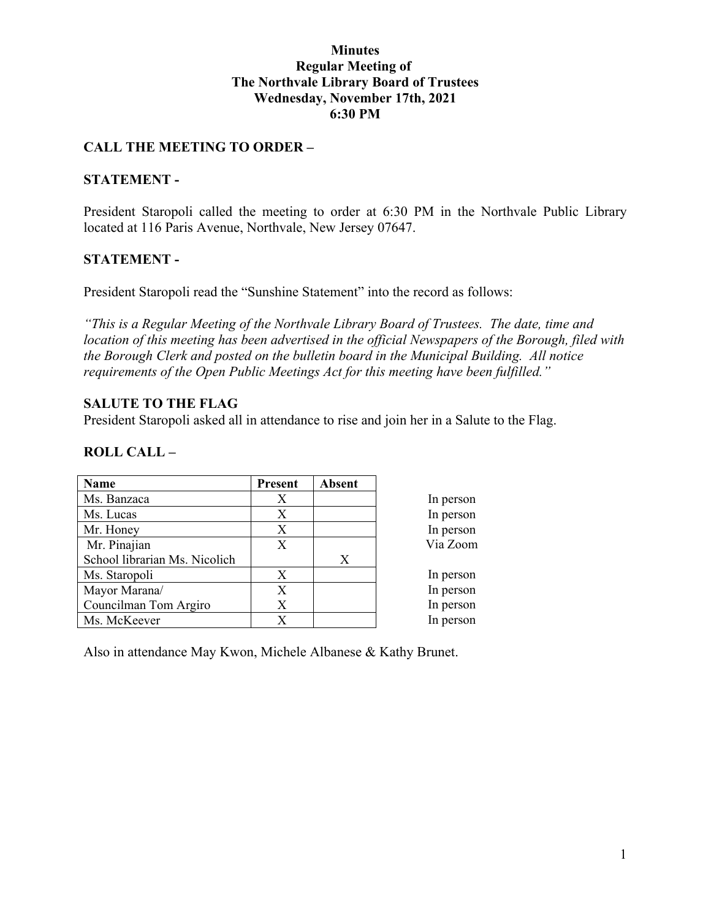**Minutes**
**Regular Meeting of**
**The Northvale Library Board of Trustees**
**Wednesday, November 17th, 2021**
**6:30 PM**

## CALL THE MEETING TO ORDER –

## STATEMENT -

President Staropoli called the meeting to order at 6:30 PM in the Northvale Public Library located at 116 Paris Avenue, Northvale, New Jersey 07647.

## STATEMENT -

President Staropoli read the "Sunshine Statement" into the record as follows:

*"This is a Regular Meeting of the Northvale Library Board of Trustees. The date, time and location of this meeting has been advertised in the official Newspapers of the Borough, filed with the Borough Clerk and posted on the bulletin board in the Municipal Building. All notice requirements of the Open Public Meetings Act for this meeting have been fulfilled."*

## SALUTE TO THE FLAG

President Staropoli asked all in attendance to rise and join her in a Salute to the Flag.

## ROLL CALL –

| Name | Present | Absent | |
|---|---|---|---|
| Ms. Banzaca | X | | In person |
| Ms. Lucas | X | | In person |
| Mr. Honey | X | | In person |
| Mr. Pinajian | X | | Via Zoom |
| School librarian Ms. Nicolich | | X | |
| Ms. Staropoli | X | | In person |
| Mayor Marana/ | X | | In person |
| Councilman Tom Argiro | X | | In person |
| Ms. McKeever | X | | In person |

Also in attendance May Kwon, Michele Albanese & Kathy Brunet.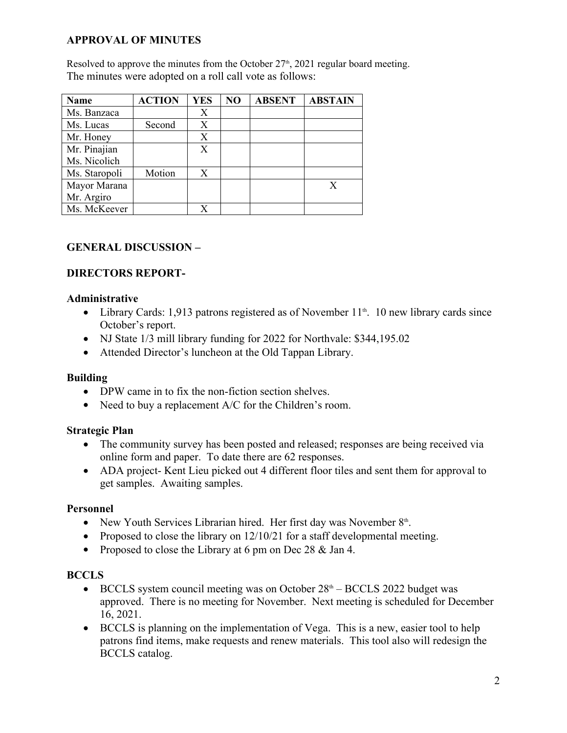## APPROVAL OF MINUTES

Resolved to approve the minutes from the October 27th, 2021 regular board meeting.
The minutes were adopted on a roll call vote as follows:

| Name | ACTION | YES | NO | ABSENT | ABSTAIN |
|---|---|---|---|---|---|
| Ms. Banzaca | | X | | | |
| Ms. Lucas | Second | X | | | |
| Mr. Honey | | X | | | |
| Mr. Pinajian<br>Ms. Nicolich | | X | | | |
| Ms. Staropoli | Motion | X | | | |
| Mayor Marana<br>Mr. Argiro | | | | | X |
| Ms. McKeever | | X | | | |

## GENERAL DISCUSSION –

## DIRECTORS REPORT-

### Administrative

- Library Cards: 1,913 patrons registered as of November 11th. 10 new library cards since October's report.
- NJ State 1/3 mill library funding for 2022 for Northvale: $344,195.02
- Attended Director's luncheon at the Old Tappan Library.

### Building

- DPW came in to fix the non-fiction section shelves.
- Need to buy a replacement A/C for the Children's room.

### Strategic Plan

- The community survey has been posted and released; responses are being received via online form and paper. To date there are 62 responses.
- ADA project- Kent Lieu picked out 4 different floor tiles and sent them for approval to get samples. Awaiting samples.

### Personnel

- New Youth Services Librarian hired. Her first day was November 8th.
- Proposed to close the library on 12/10/21 for a staff developmental meeting.
- Proposed to close the Library at 6 pm on Dec 28 & Jan 4.

### BCCLS

- BCCLS system council meeting was on October 28th – BCCLS 2022 budget was approved. There is no meeting for November. Next meeting is scheduled for December 16, 2021.
- BCCLS is planning on the implementation of Vega. This is a new, easier tool to help patrons find items, make requests and renew materials. This tool also will redesign the BCCLS catalog.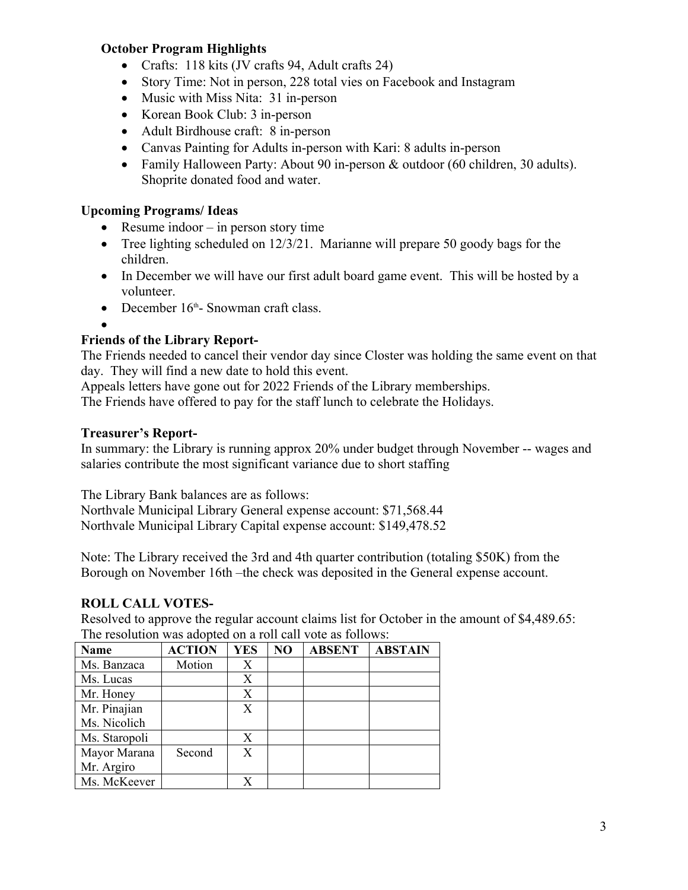**October Program Highlights**

- Crafts: 118 kits (JV crafts 94, Adult crafts 24)
- Story Time: Not in person, 228 total vies on Facebook and Instagram
- Music with Miss Nita: 31 in-person
- Korean Book Club: 3 in-person
- Adult Birdhouse craft: 8 in-person
- Canvas Painting for Adults in-person with Kari: 8 adults in-person
- Family Halloween Party: About 90 in-person & outdoor (60 children, 30 adults). Shoprite donated food and water.

**Upcoming Programs/ Ideas**

- Resume indoor – in person story time
- Tree lighting scheduled on 12/3/21. Marianne will prepare 50 goody bags for the children.
- In December we will have our first adult board game event. This will be hosted by a volunteer.
- December 16th- Snowman craft class.
- 

**Friends of the Library Report-**

The Friends needed to cancel their vendor day since Closter was holding the same event on that day. They will find a new date to hold this event.
Appeals letters have gone out for 2022 Friends of the Library memberships.
The Friends have offered to pay for the staff lunch to celebrate the Holidays.

**Treasurer's Report-**

In summary: the Library is running approx 20% under budget through November -- wages and salaries contribute the most significant variance due to short staffing

The Library Bank balances are as follows:
Northvale Municipal Library General expense account: $71,568.44
Northvale Municipal Library Capital expense account: $149,478.52

Note: The Library received the 3rd and 4th quarter contribution (totaling $50K) from the Borough on November 16th –the check was deposited in the General expense account.

**ROLL CALL VOTES-**

Resolved to approve the regular account claims list for October in the amount of $4,489.65:
The resolution was adopted on a roll call vote as follows:

| Name | ACTION | YES | NO | ABSENT | ABSTAIN |
|---|---|---|---|---|---|
| Ms. Banzaca | Motion | X | | | |
| Ms. Lucas | | X | | | |
| Mr. Honey | | X | | | |
| Mr. Pinajian<br>Ms. Nicolich | | X | | | |
| Ms. Staropoli | | X | | | |
| Mayor Marana<br>Mr. Argiro | Second | X | | | |
| Ms. McKeever | | X | | | |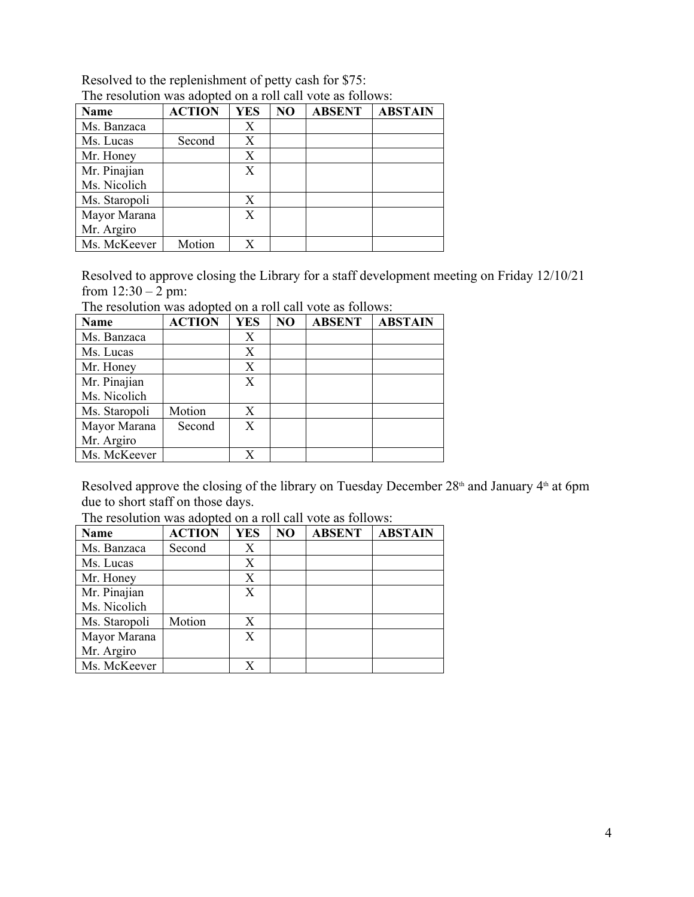Resolved to the replenishment of petty cash for $75:

The resolution was adopted on a roll call vote as follows:

| Name | ACTION | YES | NO | ABSENT | ABSTAIN |
|---|---|---|---|---|---|
| Ms. Banzaca | | X | | | |
| Ms. Lucas | Second | X | | | |
| Mr. Honey | | X | | | |
| Mr. Pinajian | | X | | | |
| Ms. Nicolich | | | | | |
| Ms. Staropoli | | X | | | |
| Mayor Marana | | X | | | |
| Mr. Argiro | | | | | |
| Ms. McKeever | Motion | X | | | |

Resolved to approve closing the Library for a staff development meeting on Friday 12/10/21 from 12:30 – 2 pm:

The resolution was adopted on a roll call vote as follows:

| Name | ACTION | YES | NO | ABSENT | ABSTAIN |
|---|---|---|---|---|---|
| Ms. Banzaca | | X | | | |
| Ms. Lucas | | X | | | |
| Mr. Honey | | X | | | |
| Mr. Pinajian | | X | | | |
| Ms. Nicolich | | | | | |
| Ms. Staropoli | Motion | X | | | |
| Mayor Marana | Second | X | | | |
| Mr. Argiro | | | | | |
| Ms. McKeever | | X | | | |

Resolved approve the closing of the library on Tuesday December 28th and January 4th at 6pm due to short staff on those days.

The resolution was adopted on a roll call vote as follows:

| Name | ACTION | YES | NO | ABSENT | ABSTAIN |
|---|---|---|---|---|---|
| Ms. Banzaca | Second | X | | | |
| Ms. Lucas | | X | | | |
| Mr. Honey | | X | | | |
| Mr. Pinajian | | X | | | |
| Ms. Nicolich | | | | | |
| Ms. Staropoli | Motion | X | | | |
| Mayor Marana | | X | | | |
| Mr. Argiro | | | | | |
| Ms. McKeever | | X | | | |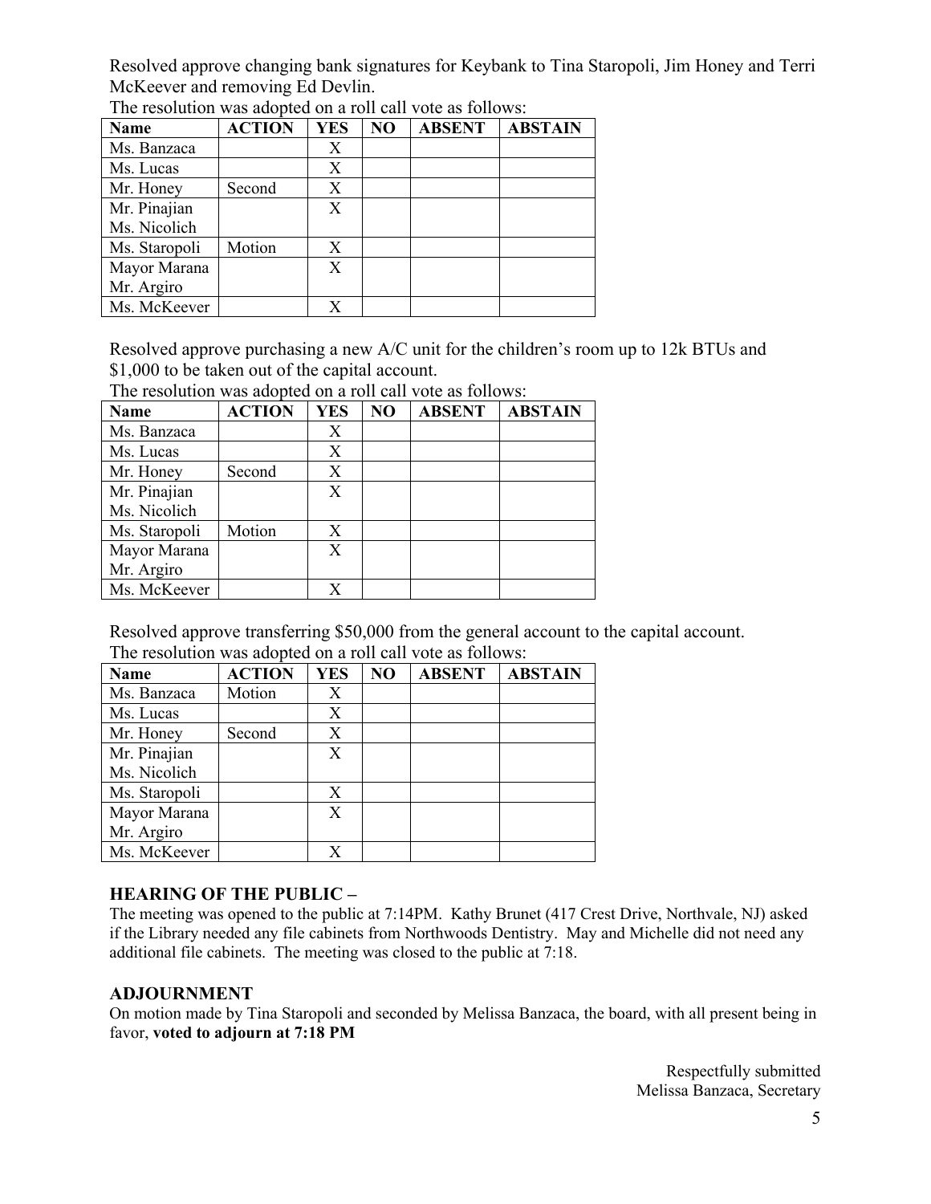Resolved approve changing bank signatures for Keybank to Tina Staropoli, Jim Honey and Terri McKeever and removing Ed Devlin.

The resolution was adopted on a roll call vote as follows:

| Name | ACTION | YES | NO | ABSENT | ABSTAIN |
|---|---|---|---|---|---|
| Ms. Banzaca | | X | | | |
| Ms. Lucas | | X | | | |
| Mr. Honey | Second | X | | | |
| Mr. Pinajian Ms. Nicolich | | X | | | |
| Ms. Staropoli | Motion | X | | | |
| Mayor Marana Mr. Argiro | | X | | | |
| Ms. McKeever | | X | | | |

Resolved approve purchasing a new A/C unit for the children's room up to 12k BTUs and $1,000 to be taken out of the capital account.

The resolution was adopted on a roll call vote as follows:

| Name | ACTION | YES | NO | ABSENT | ABSTAIN |
|---|---|---|---|---|---|
| Ms. Banzaca | | X | | | |
| Ms. Lucas | | X | | | |
| Mr. Honey | Second | X | | | |
| Mr. Pinajian Ms. Nicolich | | X | | | |
| Ms. Staropoli | Motion | X | | | |
| Mayor Marana Mr. Argiro | | X | | | |
| Ms. McKeever | | X | | | |

Resolved approve transferring $50,000 from the general account to the capital account.

The resolution was adopted on a roll call vote as follows:

| Name | ACTION | YES | NO | ABSENT | ABSTAIN |
|---|---|---|---|---|---|
| Ms. Banzaca | Motion | X | | | |
| Ms. Lucas | | X | | | |
| Mr. Honey | Second | X | | | |
| Mr. Pinajian Ms. Nicolich | | X | | | |
| Ms. Staropoli | | X | | | |
| Mayor Marana Mr. Argiro | | X | | | |
| Ms. McKeever | | X | | | |

## HEARING OF THE PUBLIC –

The meeting was opened to the public at 7:14PM. Kathy Brunet (417 Crest Drive, Northvale, NJ) asked if the Library needed any file cabinets from Northwoods Dentistry. May and Michelle did not need any additional file cabinets. The meeting was closed to the public at 7:18.

## ADJOURNMENT

On motion made by Tina Staropoli and seconded by Melissa Banzaca, the board, with all present being in favor, **voted to adjourn at 7:18 PM**

Respectfully submitted
Melissa Banzaca, Secretary